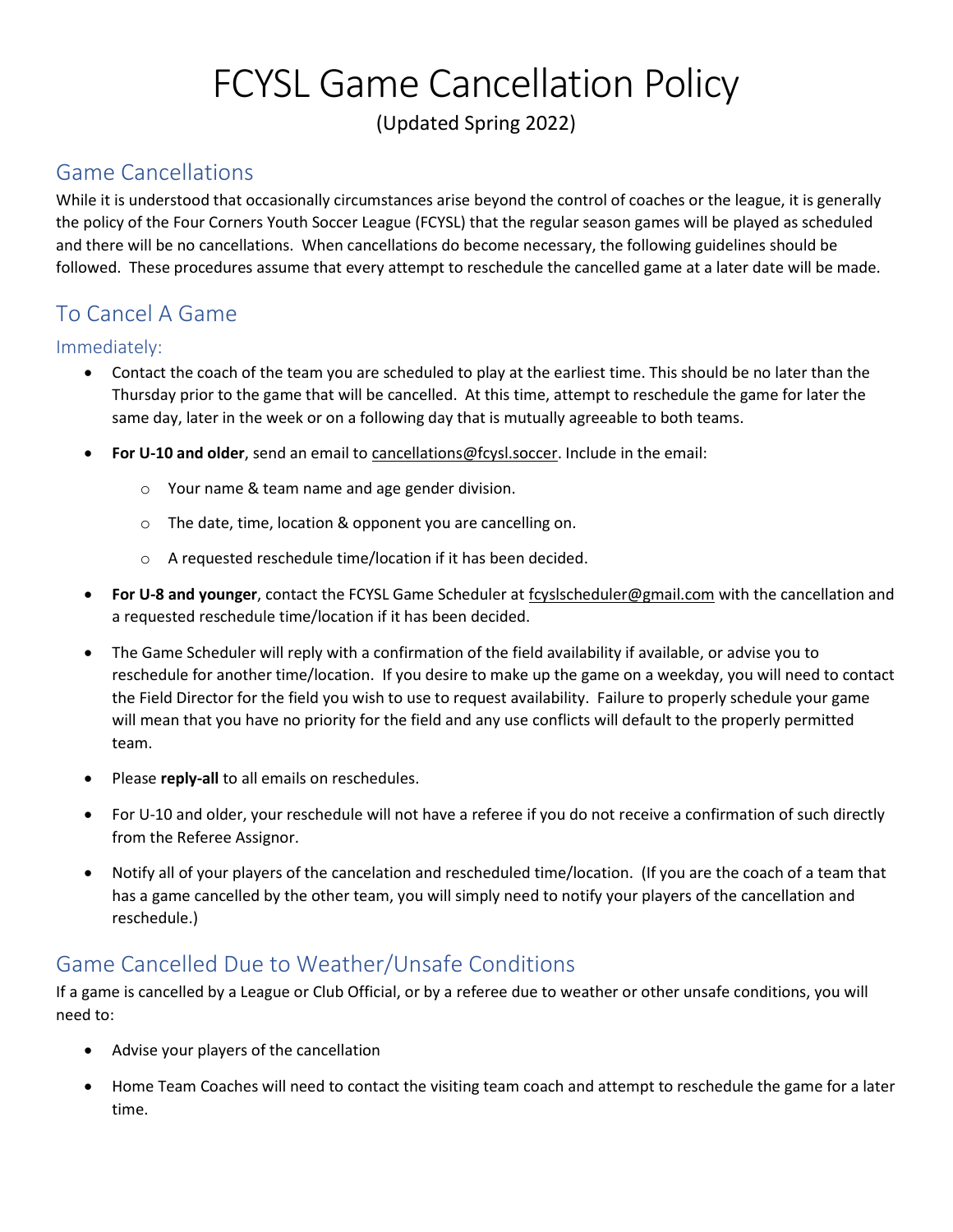# FCYSL Game Cancellation Policy

(Updated Spring 2022)

## Game Cancellations

While it is understood that occasionally circumstances arise beyond the control of coaches or the league, it is generally the policy of the Four Corners Youth Soccer League (FCYSL) that the regular season games will be played as scheduled and there will be no cancellations. When cancellations do become necessary, the following guidelines should be followed. These procedures assume that every attempt to reschedule the cancelled game at a later date will be made.

## To Cancel A Game

### Immediately:

- Contact the coach of the team you are scheduled to play at the earliest time. This should be no later than the Thursday prior to the game that will be cancelled. At this time, attempt to reschedule the game for later the same day, later in the week or on a following day that is mutually agreeable to both teams.
- **For U-10 and older**, send an email to cancellations@fcysl.soccer. Include in the email:
  - Your name & team name and age gender division.
  - The date, time, location & opponent you are cancelling on.
  - A requested reschedule time/location if it has been decided.
- **For U-8 and younger**, contact the FCYSL Game Scheduler at fcyslscheduler@gmail.com with the cancellation and a requested reschedule time/location if it has been decided.
- The Game Scheduler will reply with a confirmation of the field availability if available, or advise you to reschedule for another time/location. If you desire to make up the game on a weekday, you will need to contact the Field Director for the field you wish to use to request availability. Failure to properly schedule your game will mean that you have no priority for the field and any use conflicts will default to the properly permitted team.
- Please **reply-all** to all emails on reschedules.
- For U-10 and older, your reschedule will not have a referee if you do not receive a confirmation of such directly from the Referee Assignor.
- Notify all of your players of the cancelation and rescheduled time/location. (If you are the coach of a team that has a game cancelled by the other team, you will simply need to notify your players of the cancellation and reschedule.)

## Game Cancelled Due to Weather/Unsafe Conditions

If a game is cancelled by a League or Club Official, or by a referee due to weather or other unsafe conditions, you will need to:

- Advise your players of the cancellation
- Home Team Coaches will need to contact the visiting team coach and attempt to reschedule the game for a later time.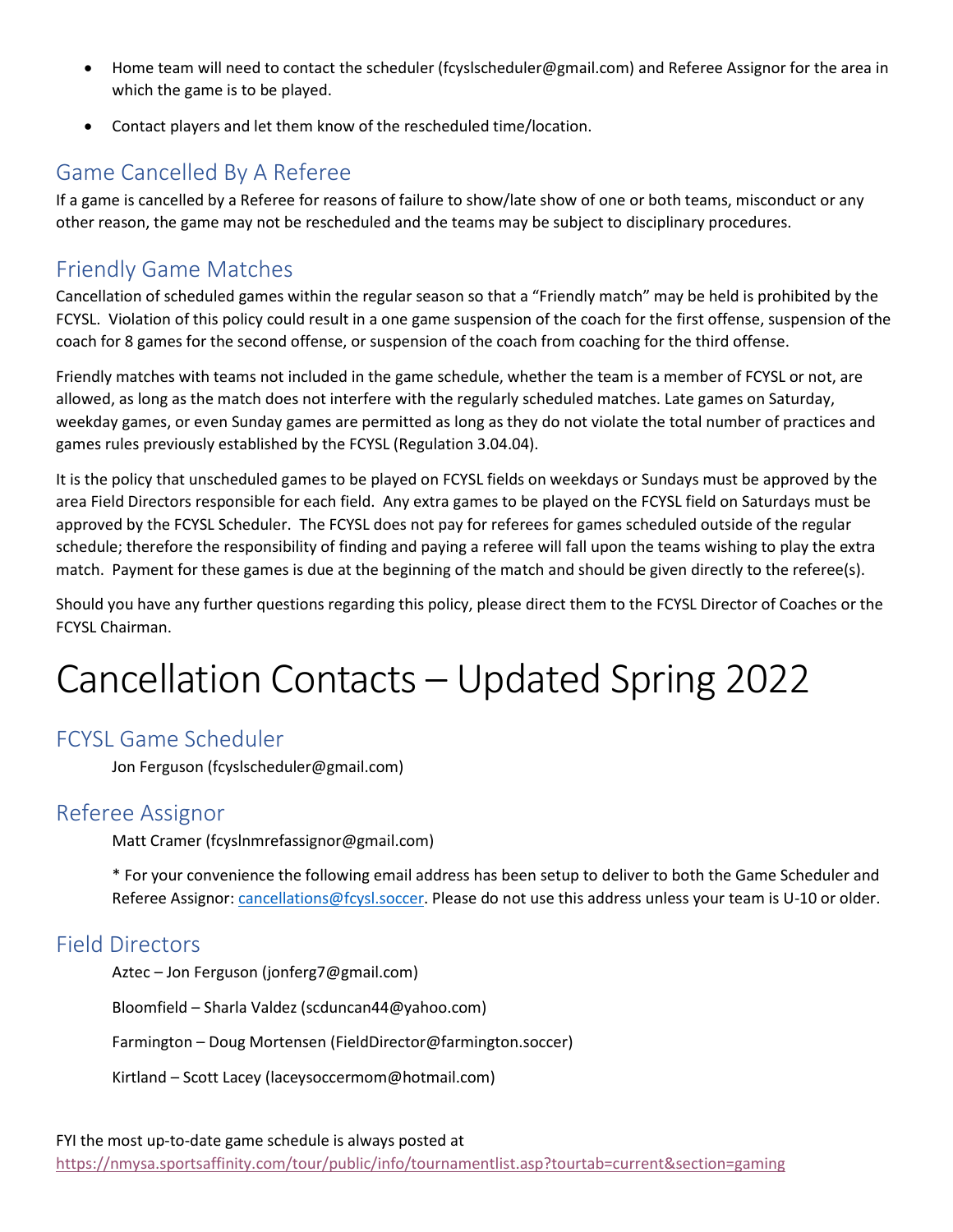- Home team will need to contact the scheduler (fcyslscheduler@gmail.com) and Referee Assignor for the area in which the game is to be played.
- Contact players and let them know of the rescheduled time/location.

## Game Cancelled By A Referee

If a game is cancelled by a Referee for reasons of failure to show/late show of one or both teams, misconduct or any other reason, the game may not be rescheduled and the teams may be subject to disciplinary procedures.

## Friendly Game Matches

Cancellation of scheduled games within the regular season so that a "Friendly match" may be held is prohibited by the FCYSL. Violation of this policy could result in a one game suspension of the coach for the first offense, suspension of the coach for 8 games for the second offense, or suspension of the coach from coaching for the third offense.

Friendly matches with teams not included in the game schedule, whether the team is a member of FCYSL or not, are allowed, as long as the match does not interfere with the regularly scheduled matches. Late games on Saturday, weekday games, or even Sunday games are permitted as long as they do not violate the total number of practices and games rules previously established by the FCYSL (Regulation 3.04.04).

It is the policy that unscheduled games to be played on FCYSL fields on weekdays or Sundays must be approved by the area Field Directors responsible for each field. Any extra games to be played on the FCYSL field on Saturdays must be approved by the FCYSL Scheduler. The FCYSL does not pay for referees for games scheduled outside of the regular schedule; therefore the responsibility of finding and paying a referee will fall upon the teams wishing to play the extra match. Payment for these games is due at the beginning of the match and should be given directly to the referee(s).

Should you have any further questions regarding this policy, please direct them to the FCYSL Director of Coaches or the FCYSL Chairman.

# Cancellation Contacts – Updated Spring 2022

## FCYSL Game Scheduler

Jon Ferguson (fcyslscheduler@gmail.com)

## Referee Assignor

Matt Cramer (fcyslnmrefassignor@gmail.com)

* For your convenience the following email address has been setup to deliver to both the Game Scheduler and Referee Assignor: cancellations@fcysl.soccer. Please do not use this address unless your team is U-10 or older.

## Field Directors

Aztec – Jon Ferguson (jonferg7@gmail.com)

Bloomfield – Sharla Valdez (scduncan44@yahoo.com)

Farmington – Doug Mortensen (FieldDirector@farmington.soccer)

Kirtland – Scott Lacey (laceysoccermom@hotmail.com)

FYI the most up-to-date game schedule is always posted at https://nmysa.sportsaffinity.com/tour/public/info/tournamentlist.asp?tourtab=current&section=gaming